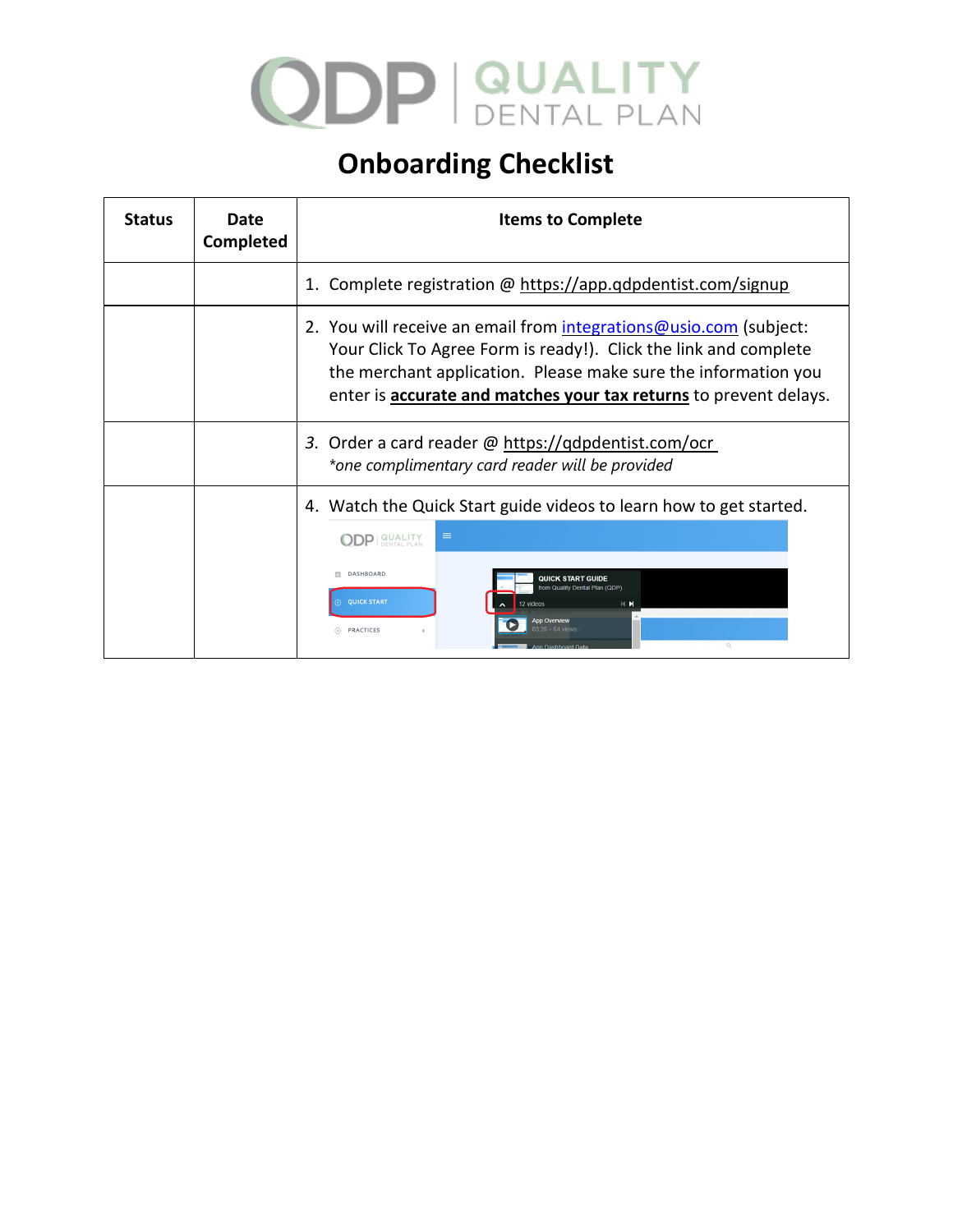# QDP | QUALITY DENTAL PLAN

## Onboarding Checklist

| Status | Date Completed | Items to Complete |
|---|---|---|
| | | 1. Complete registration @ https://app.qdpdentist.com/signup |
| | | 2. You will receive an email from integrations@usio.com (subject: Your Click To Agree Form is ready!). Click the link and complete the merchant application. Please make sure the information you enter is **accurate and matches your tax returns** to prevent delays. |
| | | *3.* Order a card reader @ https://qdpdentist.com/ocr<br>*\*one complimentary card reader will be provided* |
| | | 4. Watch the Quick Start guide videos to learn how to get started. |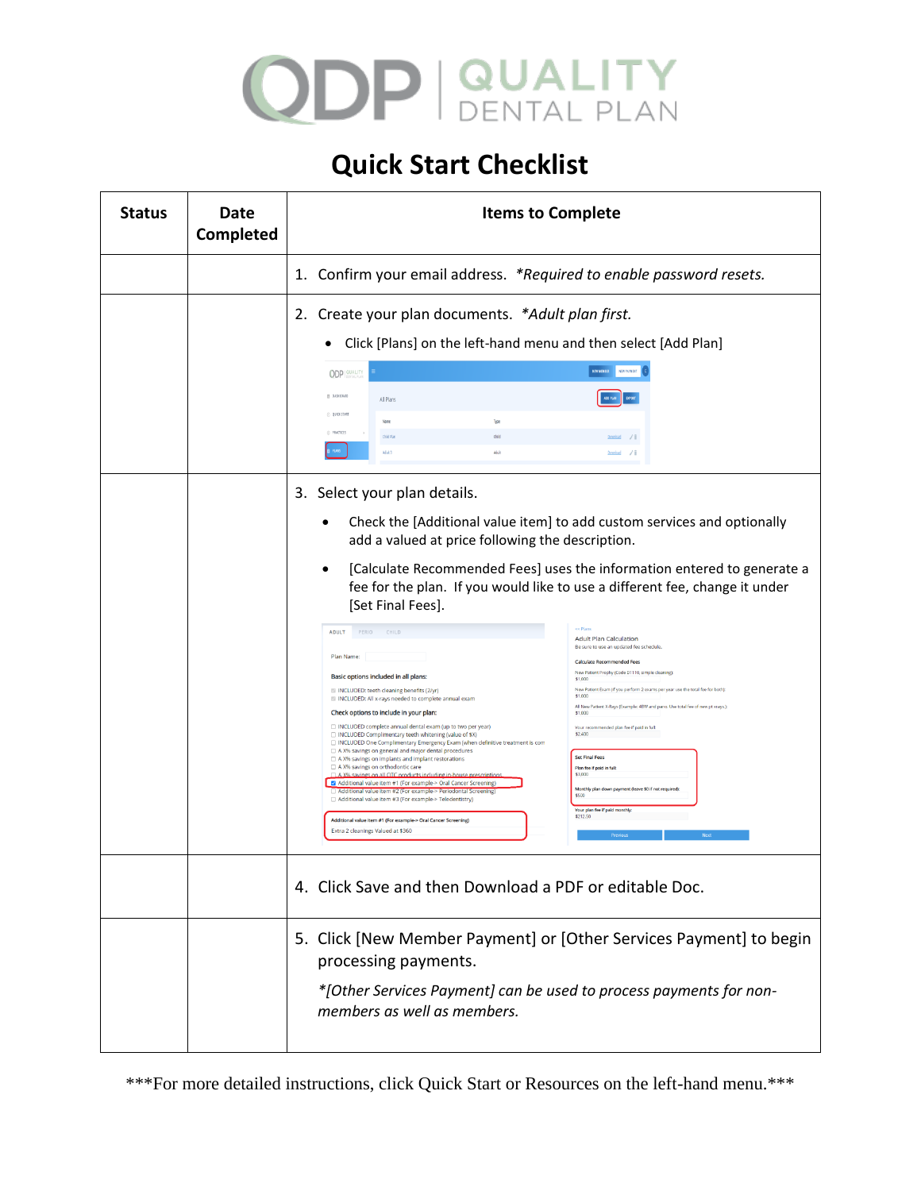# QDP | QUALITY DENTAL PLAN

## Quick Start Checklist

| Status | Date Completed | Items to Complete |
|---|---|---|
| | | 1. Confirm your email address. *\*Required to enable password resets.* |
| | | 2. Create your plan documents. *\*Adult plan first.*<br>• Click [Plans] on the left-hand menu and then select [Add Plan] |
| | | 3. Select your plan details.<br>• Check the [Additional value item] to add custom services and optionally add a valued at price following the description.<br>• [Calculate Recommended Fees] uses the information entered to generate a fee for the plan. If you would like to use a different fee, change it under [Set Final Fees]. |
| | | 4. Click Save and then Download a PDF or editable Doc. |
| | | 5. Click [New Member Payment] or [Other Services Payment] to begin processing payments.<br>*\*[Other Services Payment] can be used to process payments for non-members as well as members.* |

\*\*\*For more detailed instructions, click Quick Start or Resources on the left-hand menu.\*\*\*